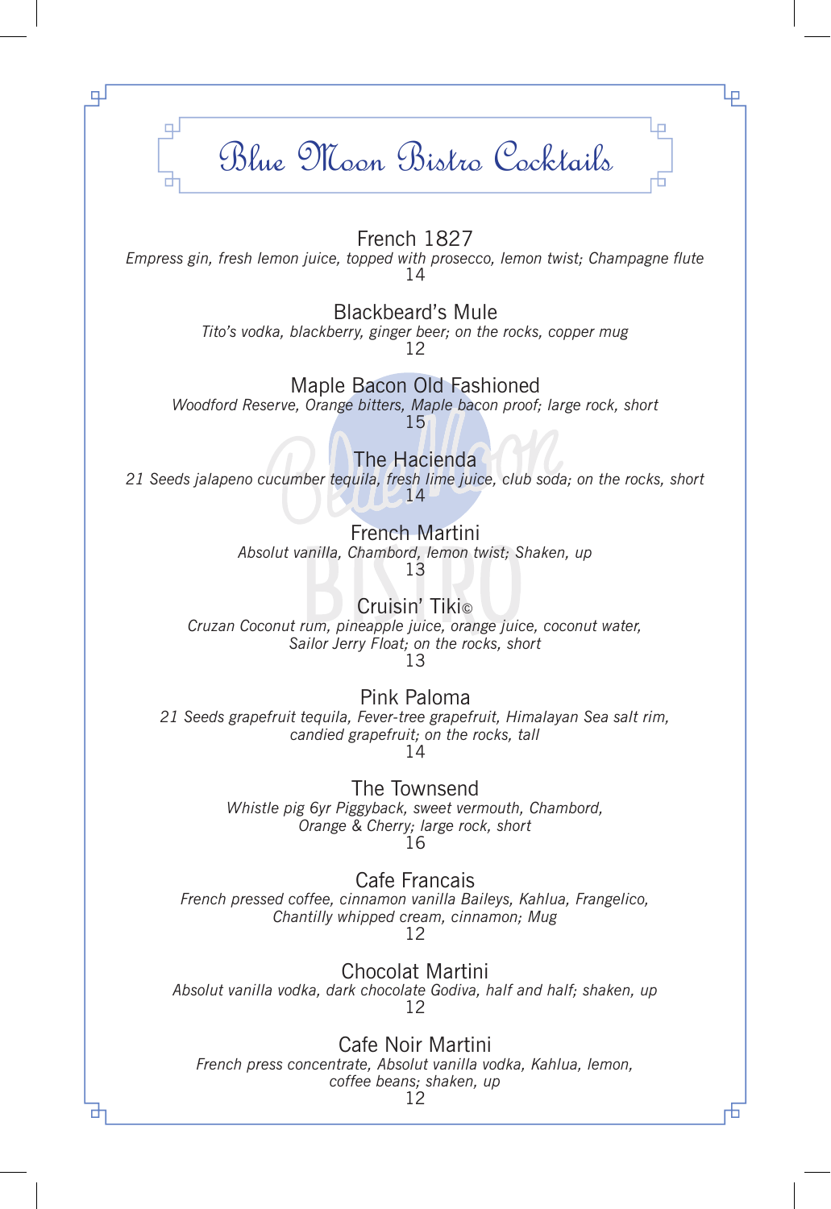# Blue Moon Bistro Cocktails

## French 1827

*Empress gin, fresh lemon juice, topped with prosecco, lemon twist; Champagne flute*

14

## Blackbeard's Mule

*Tito's vodka, blackberry, ginger beer; on the rocks, copper mug*

12

## Maple Bacon Old Fashioned

*Woodford Reserve, Orange bitters, Maple bacon proof; large rock, short*

15

## The Hacienda

*21 Seeds jalapeno cucumber tequila, fresh lime juice, club soda; on the rocks, short*

14

## French Martini

*Absolut vanilla, Chambord, lemon twist; Shaken, up*

13

## Cruisin' Tiki©

*Cruzan Coconut rum, pineapple juice, orange juice, coconut water, Sailor Jerry Float; on the rocks, short*

13

## Pink Paloma

*21 Seeds grapefruit tequila, Fever-tree grapefruit, Himalayan Sea salt rim, candied grapefruit; on the rocks, tall*

14

## The Townsend

*Whistle pig 6yr Piggyback, sweet vermouth, Chambord, Orange & Cherry; large rock, short*

16

## Cafe Francais

*French pressed coffee, cinnamon vanilla Baileys, Kahlua, Frangelico, Chantilly whipped cream, cinnamon; Mug*

12

## Chocolat Martini

*Absolut vanilla vodka, dark chocolate Godiva, half and half; shaken, up*

12

## Cafe Noir Martini

*French press concentrate, Absolut vanilla vodka, Kahlua, lemon, coffee beans; shaken, up*

12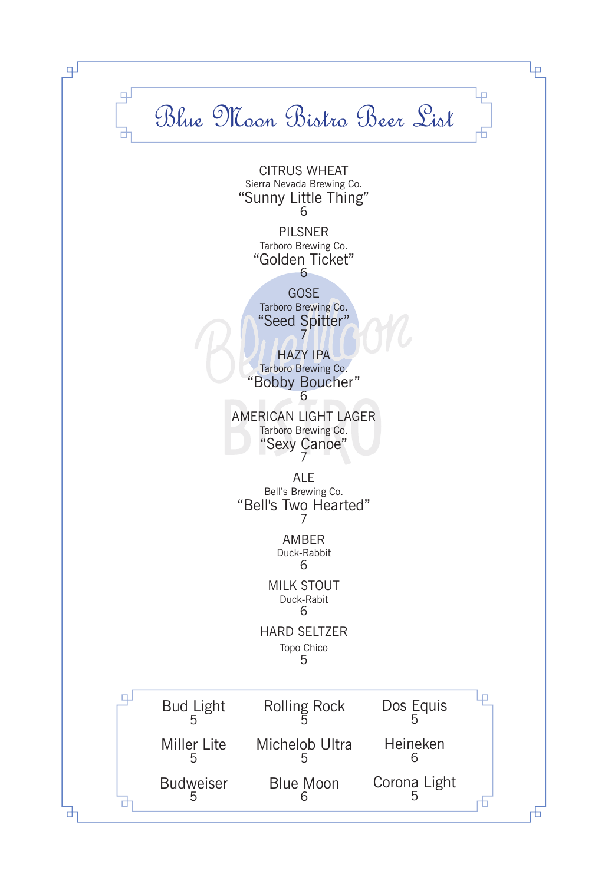# Blue Moon Bistro Beer List

CITRUS WHEAT
Sierra Nevada Brewing Co.
"Sunny Little Thing"
6

PILSNER
Tarboro Brewing Co.
"Golden Ticket"
6

GOSE
Tarboro Brewing Co.
"Seed Spitter"
7

HAZY IPA
Tarboro Brewing Co.
"Bobby Boucher"
6

AMERICAN LIGHT LAGER
Tarboro Brewing Co.
"Sexy Canoe"
7

ALE
Bell's Brewing Co.
"Bell's Two Hearted"
7

AMBER
Duck-Rabbit
6

MILK STOUT
Duck-Rabit
6

HARD SELTZER
Topo Chico
5

| | | |
|---|---|---|
| Bud Light<br>5 | Rolling Rock<br>5 | Dos Equis<br>5 |
| Miller Lite<br>5 | Michelob Ultra<br>5 | Heineken<br>6 |
| Budweiser<br>5 | Blue Moon<br>6 | Corona Light<br>5 |